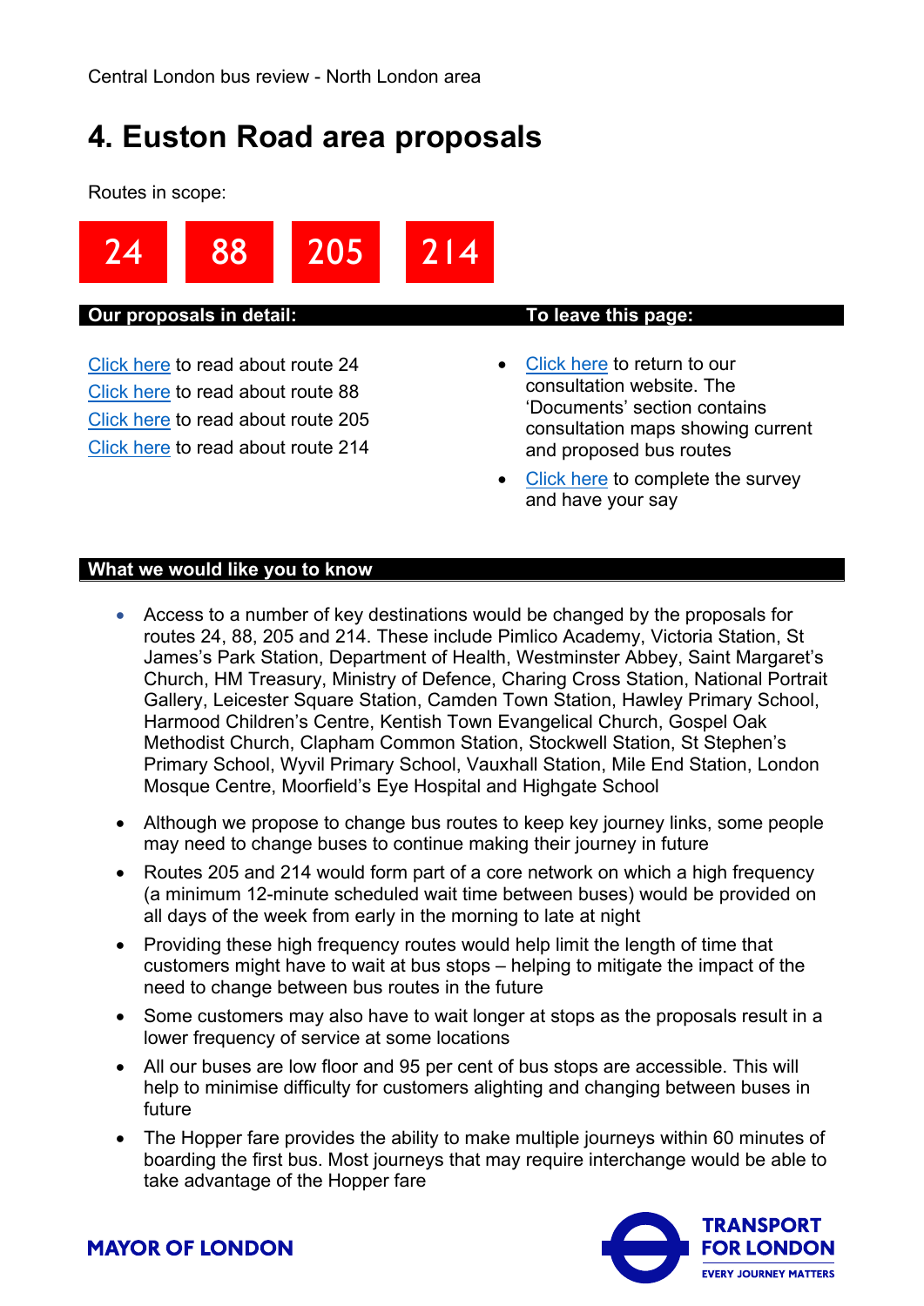Central London bus review - North London area

# 4. Euston Road area proposals

Routes in scope:

**24** **88** **205** **214**

**Our proposals in detail:**

Click here to read about route 24
Click here to read about route 88
Click here to read about route 205
Click here to read about route 214

**To leave this page:**

- Click here to return to our consultation website. The 'Documents' section contains consultation maps showing current and proposed bus routes
- Click here to complete the survey and have your say

**What we would like you to know**

- Access to a number of key destinations would be changed by the proposals for routes 24, 88, 205 and 214. These include Pimlico Academy, Victoria Station, St James's Park Station, Department of Health, Westminster Abbey, Saint Margaret's Church, HM Treasury, Ministry of Defence, Charing Cross Station, National Portrait Gallery, Leicester Square Station, Camden Town Station, Hawley Primary School, Harmood Children's Centre, Kentish Town Evangelical Church, Gospel Oak Methodist Church, Clapham Common Station, Stockwell Station, St Stephen's Primary School, Wyvil Primary School, Vauxhall Station, Mile End Station, London Mosque Centre, Moorfield's Eye Hospital and Highgate School
- Although we propose to change bus routes to keep key journey links, some people may need to change buses to continue making their journey in future
- Routes 205 and 214 would form part of a core network on which a high frequency (a minimum 12-minute scheduled wait time between buses) would be provided on all days of the week from early in the morning to late at night
- Providing these high frequency routes would help limit the length of time that customers might have to wait at bus stops – helping to mitigate the impact of the need to change between bus routes in the future
- Some customers may also have to wait longer at stops as the proposals result in a lower frequency of service at some locations
- All our buses are low floor and 95 per cent of bus stops are accessible. This will help to minimise difficulty for customers alighting and changing between buses in future
- The Hopper fare provides the ability to make multiple journeys within 60 minutes of boarding the first bus. Most journeys that may require interchange would be able to take advantage of the Hopper fare

MAYOR OF LONDON

TRANSPORT FOR LONDON
EVERY JOURNEY MATTERS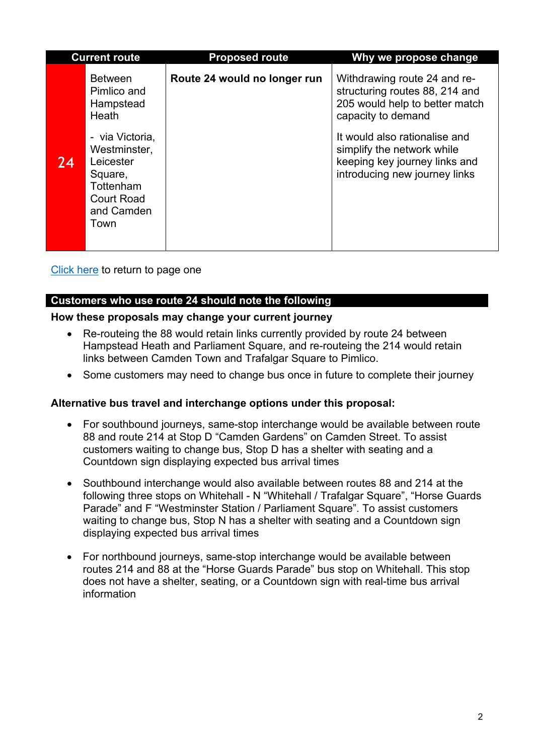| Current route | | Proposed route | Why we propose change |
| --- | --- | --- | --- |
| 24 | Between Pimlico and Hampstead Heath<br><br>- via Victoria, Westminster, Leicester Square, Tottenham Court Road and Camden Town | **Route 24 would no longer run** | Withdrawing route 24 and re-structuring routes 88, 214 and 205 would help to better match capacity to demand<br><br>It would also rationalise and simplify the network while keeping key journey links and introducing new journey links |

Click here to return to page one

## Customers who use route 24 should note the following

**How these proposals may change your current journey**

- Re-routeing the 88 would retain links currently provided by route 24 between Hampstead Heath and Parliament Square, and re-routeing the 214 would retain links between Camden Town and Trafalgar Square to Pimlico.
- Some customers may need to change bus once in future to complete their journey

**Alternative bus travel and interchange options under this proposal:**

- For southbound journeys, same-stop interchange would be available between route 88 and route 214 at Stop D "Camden Gardens" on Camden Street. To assist customers waiting to change bus, Stop D has a shelter with seating and a Countdown sign displaying expected bus arrival times
- Southbound interchange would also available between routes 88 and 214 at the following three stops on Whitehall - N "Whitehall / Trafalgar Square", "Horse Guards Parade" and F "Westminster Station / Parliament Square". To assist customers waiting to change bus, Stop N has a shelter with seating and a Countdown sign displaying expected bus arrival times
- For northbound journeys, same-stop interchange would be available between routes 214 and 88 at the "Horse Guards Parade" bus stop on Whitehall. This stop does not have a shelter, seating, or a Countdown sign with real-time bus arrival information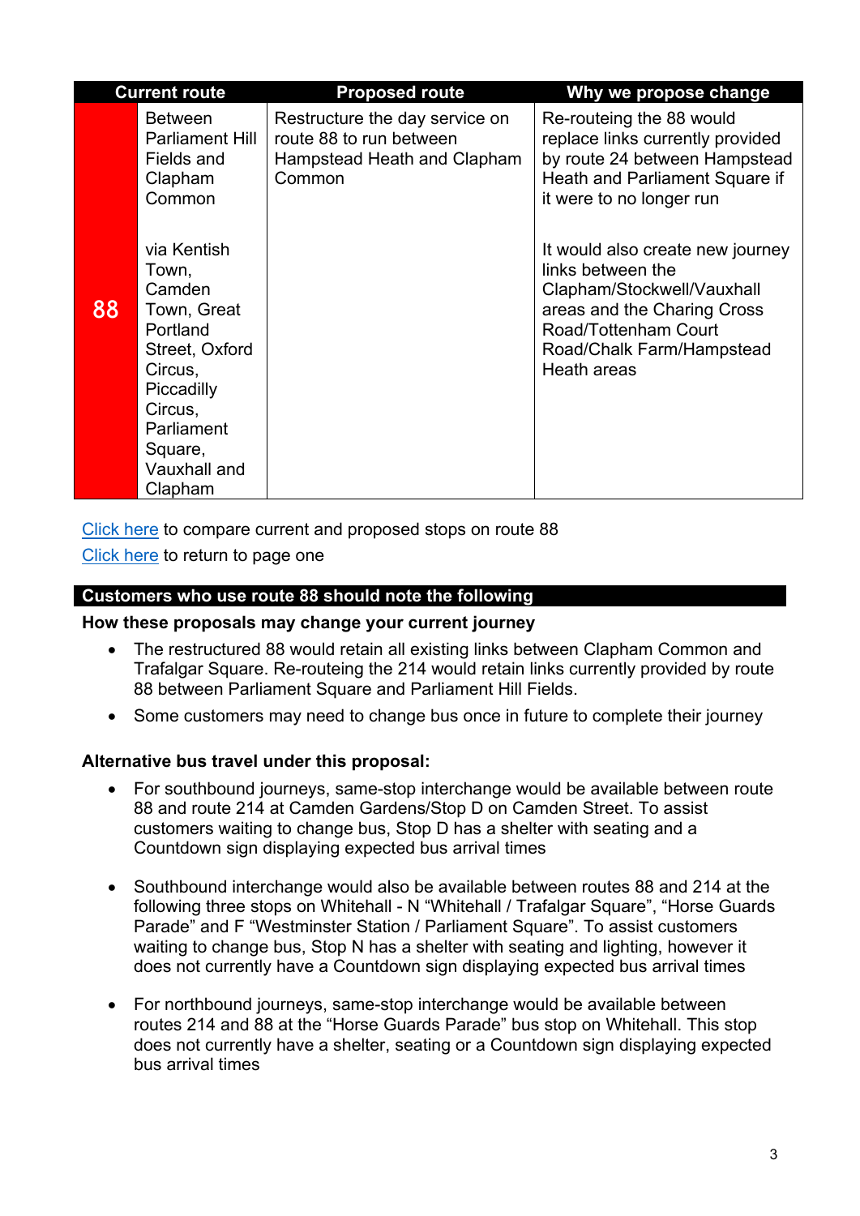| | Current route | Proposed route | Why we propose change |
|---|---|---|---|
| 88 | Between Parliament Hill Fields and Clapham Common<br><br>via Kentish Town, Camden Town, Great Portland Street, Oxford Circus, Piccadilly Circus, Parliament Square, Vauxhall and Clapham | Restructure the day service on route 88 to run between Hampstead Heath and Clapham Common | Re-routeing the 88 would replace links currently provided by route 24 between Hampstead Heath and Parliament Square if it were to no longer run<br><br>It would also create new journey links between the Clapham/Stockwell/Vauxhall areas and the Charing Cross Road/Tottenham Court Road/Chalk Farm/Hampstead Heath areas |

[Click here](#) to compare current and proposed stops on route 88

[Click here](#) to return to page one

## Customers who use route 88 should note the following

**How these proposals may change your current journey**

- The restructured 88 would retain all existing links between Clapham Common and Trafalgar Square. Re-routeing the 214 would retain links currently provided by route 88 between Parliament Square and Parliament Hill Fields.
- Some customers may need to change bus once in future to complete their journey

**Alternative bus travel under this proposal:**

- For southbound journeys, same-stop interchange would be available between route 88 and route 214 at Camden Gardens/Stop D on Camden Street. To assist customers waiting to change bus, Stop D has a shelter with seating and a Countdown sign displaying expected bus arrival times
- Southbound interchange would also be available between routes 88 and 214 at the following three stops on Whitehall - N "Whitehall / Trafalgar Square", "Horse Guards Parade" and F "Westminster Station / Parliament Square". To assist customers waiting to change bus, Stop N has a shelter with seating and lighting, however it does not currently have a Countdown sign displaying expected bus arrival times
- For northbound journeys, same-stop interchange would be available between routes 214 and 88 at the "Horse Guards Parade" bus stop on Whitehall. This stop does not currently have a shelter, seating or a Countdown sign displaying expected bus arrival times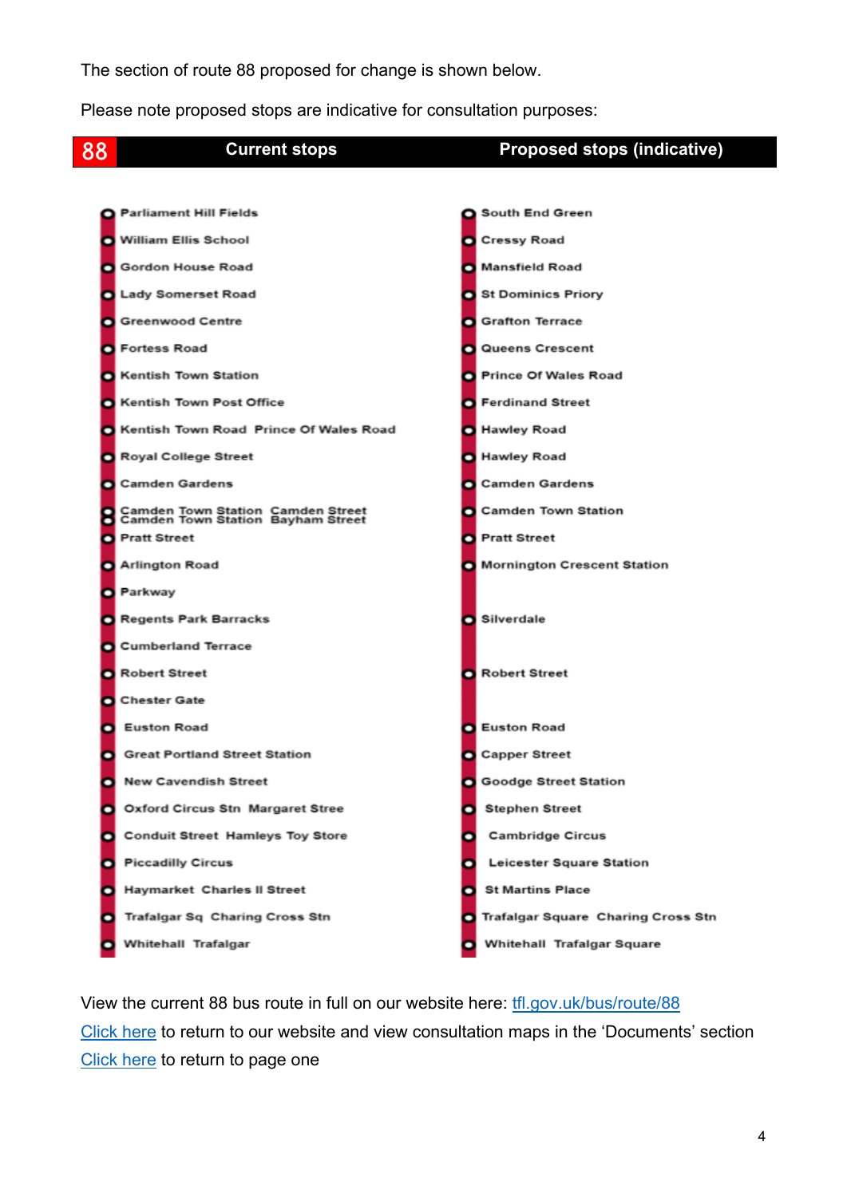The section of route 88 proposed for change is shown below.

Please note proposed stops are indicative for consultation purposes:

| 88 Current stops | Proposed stops (indicative) |
|---|---|
| Parliament Hill Fields | South End Green |
| William Ellis School | Cressy Road |
| Gordon House Road | Mansfield Road |
| Lady Somerset Road | St Dominics Priory |
| Greenwood Centre | Grafton Terrace |
| Fortess Road | Queens Crescent |
| Kentish Town Station | Prince Of Wales Road |
| Kentish Town Post Office | Ferdinand Street |
| Kentish Town Road Prince Of Wales Road | Hawley Road |
| Royal College Street | Hawley Road |
| Camden Gardens | Camden Gardens |
| Camden Town Station Camden Street<br>Camden Town Station Bayham Street | Camden Town Station |
| Pratt Street | Pratt Street |
| Arlington Road | Mornington Crescent Station |
| Parkway | |
| Regents Park Barracks | Silverdale |
| Cumberland Terrace | |
| Robert Street | Robert Street |
| Chester Gate | |
| Euston Road | Euston Road |
| Great Portland Street Station | Capper Street |
| New Cavendish Street | Goodge Street Station |
| Oxford Circus Stn Margaret Stree | Stephen Street |
| Conduit Street Hamleys Toy Store | Cambridge Circus |
| Piccadilly Circus | Leicester Square Station |
| Haymarket Charles II Street | St Martins Place |
| Trafalgar Sq Charing Cross Stn | Trafalgar Square Charing Cross Stn |
| Whitehall Trafalgar | Whitehall Trafalgar Square |

View the current 88 bus route in full on our website here: [tfl.gov.uk/bus/route/88](tfl.gov.uk/bus/route/88)

Click here to return to our website and view consultation maps in the 'Documents' section

Click here to return to page one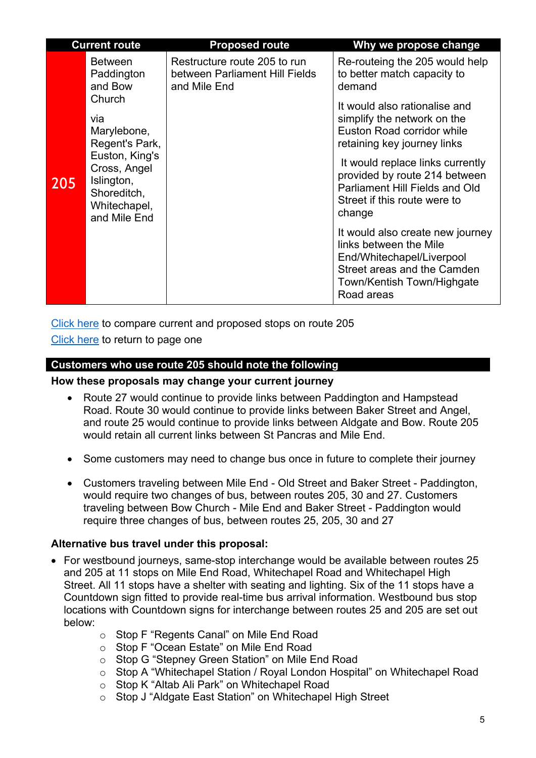| | Current route | Proposed route | Why we propose change |
|---|---|---|---|
| 205 | Between Paddington and Bow Church<br><br>via Marylebone, Regent's Park, Euston, King's Cross, Angel Islington, Shoreditch, Whitechapel, and Mile End | Restructure route 205 to run between Parliament Hill Fields and Mile End | Re-routeing the 205 would help to better match capacity to demand<br><br>It would also rationalise and simplify the network on the Euston Road corridor while retaining key journey links<br><br>It would replace links currently provided by route 214 between Parliament Hill Fields and Old Street if this route were to change<br><br>It would also create new journey links between the Mile End/Whitechapel/Liverpool Street areas and the Camden Town/Kentish Town/Highgate Road areas |

Click here to compare current and proposed stops on route 205

Click here to return to page one

## Customers who use route 205 should note the following

### How these proposals may change your current journey

- Route 27 would continue to provide links between Paddington and Hampstead Road. Route 30 would continue to provide links between Baker Street and Angel, and route 25 would continue to provide links between Aldgate and Bow. Route 205 would retain all current links between St Pancras and Mile End.
- Some customers may need to change bus once in future to complete their journey
- Customers traveling between Mile End - Old Street and Baker Street - Paddington, would require two changes of bus, between routes 205, 30 and 27. Customers traveling between Bow Church - Mile End and Baker Street - Paddington would require three changes of bus, between routes 25, 205, 30 and 27

### Alternative bus travel under this proposal:

- For westbound journeys, same-stop interchange would be available between routes 25 and 205 at 11 stops on Mile End Road, Whitechapel Road and Whitechapel High Street. All 11 stops have a shelter with seating and lighting. Six of the 11 stops have a Countdown sign fitted to provide real-time bus arrival information. Westbound bus stop locations with Countdown signs for interchange between routes 25 and 205 are set out below:
    - Stop F "Regents Canal" on Mile End Road
    - Stop F "Ocean Estate" on Mile End Road
    - Stop G "Stepney Green Station" on Mile End Road
    - Stop A "Whitechapel Station / Royal London Hospital" on Whitechapel Road
    - Stop K "Altab Ali Park" on Whitechapel Road
    - Stop J "Aldgate East Station" on Whitechapel High Street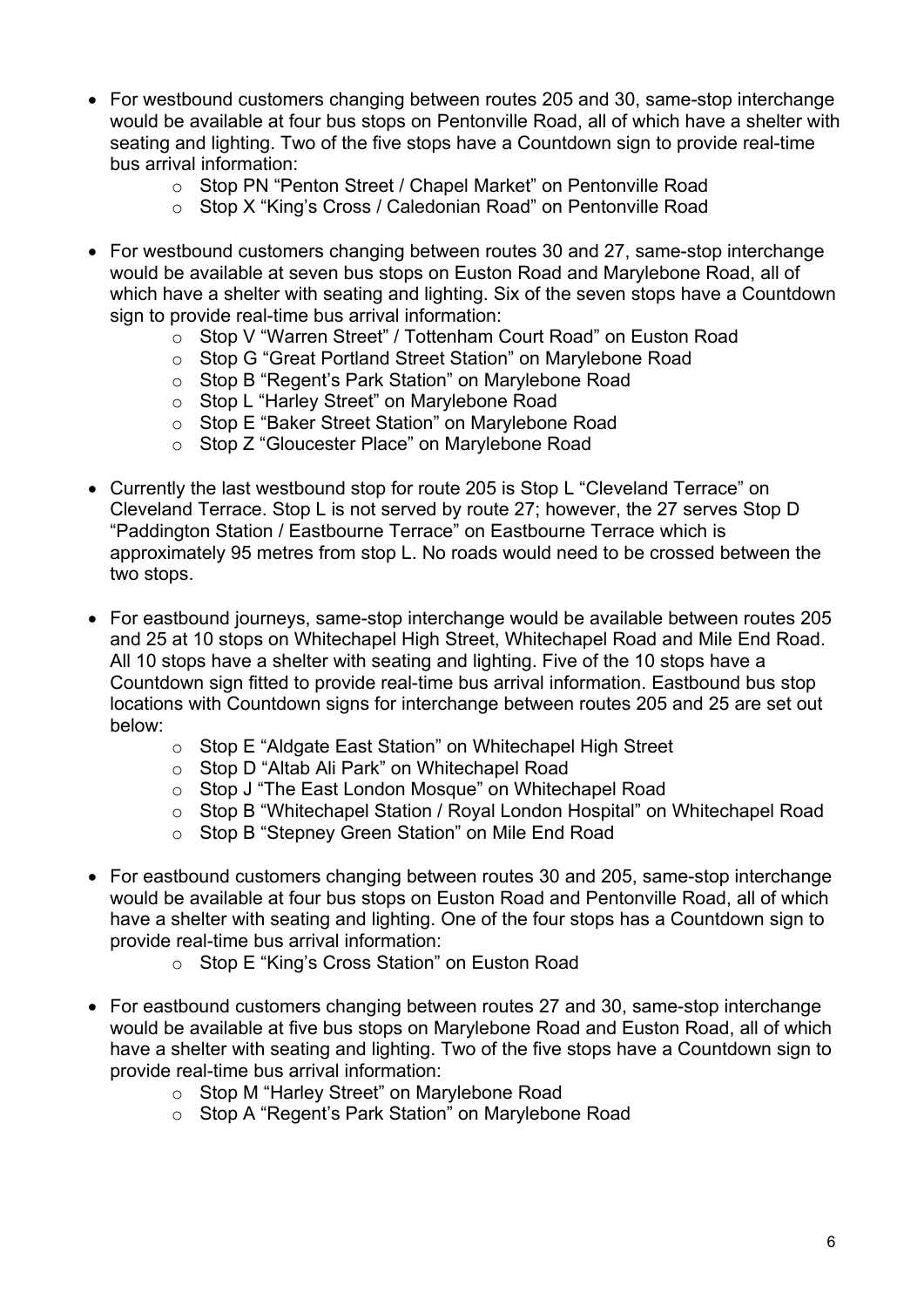- For westbound customers changing between routes 205 and 30, same-stop interchange would be available at four bus stops on Pentonville Road, all of which have a shelter with seating and lighting. Two of the five stops have a Countdown sign to provide real-time bus arrival information:
    - Stop PN "Penton Street / Chapel Market" on Pentonville Road
    - Stop X "King's Cross / Caledonian Road" on Pentonville Road

- For westbound customers changing between routes 30 and 27, same-stop interchange would be available at seven bus stops on Euston Road and Marylebone Road, all of which have a shelter with seating and lighting. Six of the seven stops have a Countdown sign to provide real-time bus arrival information:
    - Stop V "Warren Street" / Tottenham Court Road" on Euston Road
    - Stop G "Great Portland Street Station" on Marylebone Road
    - Stop B "Regent's Park Station" on Marylebone Road
    - Stop L "Harley Street" on Marylebone Road
    - Stop E "Baker Street Station" on Marylebone Road
    - Stop Z "Gloucester Place" on Marylebone Road

- Currently the last westbound stop for route 205 is Stop L "Cleveland Terrace" on Cleveland Terrace. Stop L is not served by route 27; however, the 27 serves Stop D "Paddington Station / Eastbourne Terrace" on Eastbourne Terrace which is approximately 95 metres from stop L. No roads would need to be crossed between the two stops.

- For eastbound journeys, same-stop interchange would be available between routes 205 and 25 at 10 stops on Whitechapel High Street, Whitechapel Road and Mile End Road. All 10 stops have a shelter with seating and lighting. Five of the 10 stops have a Countdown sign fitted to provide real-time bus arrival information. Eastbound bus stop locations with Countdown signs for interchange between routes 205 and 25 are set out below:
    - Stop E "Aldgate East Station" on Whitechapel High Street
    - Stop D "Altab Ali Park" on Whitechapel Road
    - Stop J "The East London Mosque" on Whitechapel Road
    - Stop B "Whitechapel Station / Royal London Hospital" on Whitechapel Road
    - Stop B "Stepney Green Station" on Mile End Road

- For eastbound customers changing between routes 30 and 205, same-stop interchange would be available at four bus stops on Euston Road and Pentonville Road, all of which have a shelter with seating and lighting. One of the four stops has a Countdown sign to provide real-time bus arrival information:
    - Stop E "King's Cross Station" on Euston Road

- For eastbound customers changing between routes 27 and 30, same-stop interchange would be available at five bus stops on Marylebone Road and Euston Road, all of which have a shelter with seating and lighting. Two of the five stops have a Countdown sign to provide real-time bus arrival information:
    - Stop M "Harley Street" on Marylebone Road
    - Stop A "Regent's Park Station" on Marylebone Road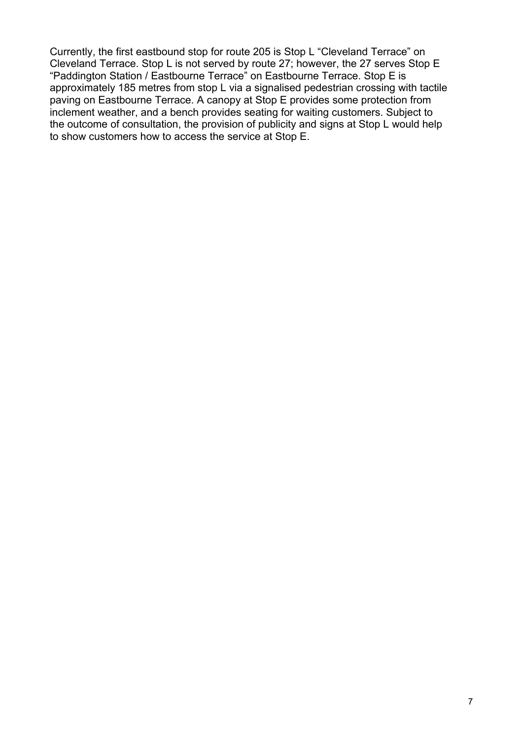Currently, the first eastbound stop for route 205 is Stop L "Cleveland Terrace" on Cleveland Terrace. Stop L is not served by route 27; however, the 27 serves Stop E "Paddington Station / Eastbourne Terrace" on Eastbourne Terrace. Stop E is approximately 185 metres from stop L via a signalised pedestrian crossing with tactile paving on Eastbourne Terrace. A canopy at Stop E provides some protection from inclement weather, and a bench provides seating for waiting customers. Subject to the outcome of consultation, the provision of publicity and signs at Stop L would help to show customers how to access the service at Stop E.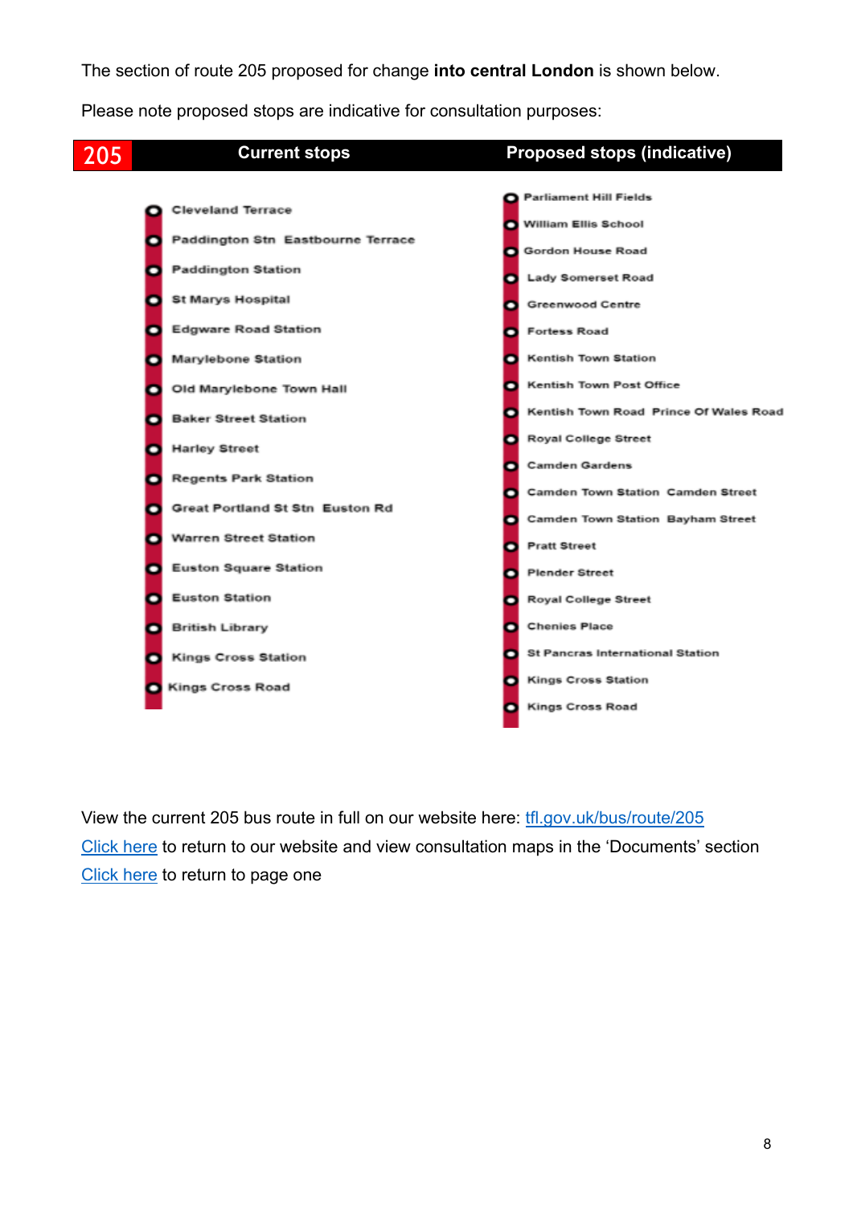The section of route 205 proposed for change **into central London** is shown below.

Please note proposed stops are indicative for consultation purposes:

| 205 Current stops | Proposed stops (indicative) |
| --- | --- |
| Cleveland Terrace | Parliament Hill Fields |
| Paddington Stn Eastbourne Terrace | William Ellis School |
| Paddington Station | Gordon House Road |
| St Marys Hospital | Lady Somerset Road |
| Edgware Road Station | Greenwood Centre |
| Marylebone Station | Fortess Road |
| Old Marylebone Town Hall | Kentish Town Station |
| Baker Street Station | Kentish Town Post Office |
| Harley Street | Kentish Town Road Prince Of Wales Road |
| Regents Park Station | Royal College Street |
| Great Portland St Stn Euston Rd | Camden Gardens |
| Warren Street Station | Camden Town Station Camden Street |
| Euston Square Station | Camden Town Station Bayham Street |
| Euston Station | Pratt Street |
| British Library | Plender Street |
| Kings Cross Station | Royal College Street |
| Kings Cross Road | Chenies Place |
| | St Pancras International Station |
| | Kings Cross Station |
| | Kings Cross Road |

View the current 205 bus route in full on our website here: tfl.gov.uk/bus/route/205

Click here to return to our website and view consultation maps in the 'Documents' section

Click here to return to page one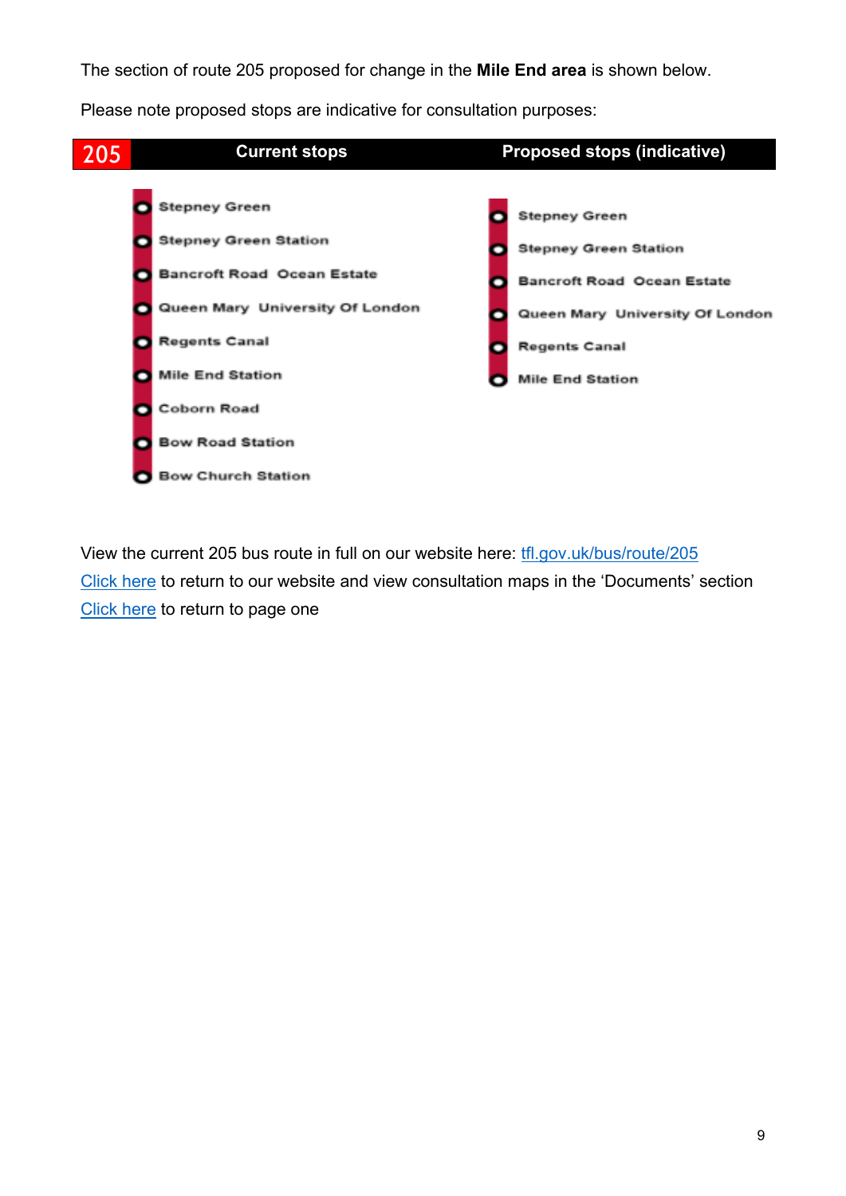The section of route 205 proposed for change in the **Mile End area** is shown below.

Please note proposed stops are indicative for consultation purposes:

| 205 | Current stops | Proposed stops (indicative) |
|---|---|---|
| | Stepney Green | Stepney Green |
| | Stepney Green Station | Stepney Green Station |
| | Bancroft Road Ocean Estate | Bancroft Road Ocean Estate |
| | Queen Mary University Of London | Queen Mary University Of London |
| | Regents Canal | Regents Canal |
| | Mile End Station | Mile End Station |
| | Coborn Road | |
| | Bow Road Station | |
| | Bow Church Station | |

View the current 205 bus route in full on our website here: [tfl.gov.uk/bus/route/205](tfl.gov.uk/bus/route/205)

[Click here](#) to return to our website and view consultation maps in the 'Documents' section

[Click here](#) to return to page one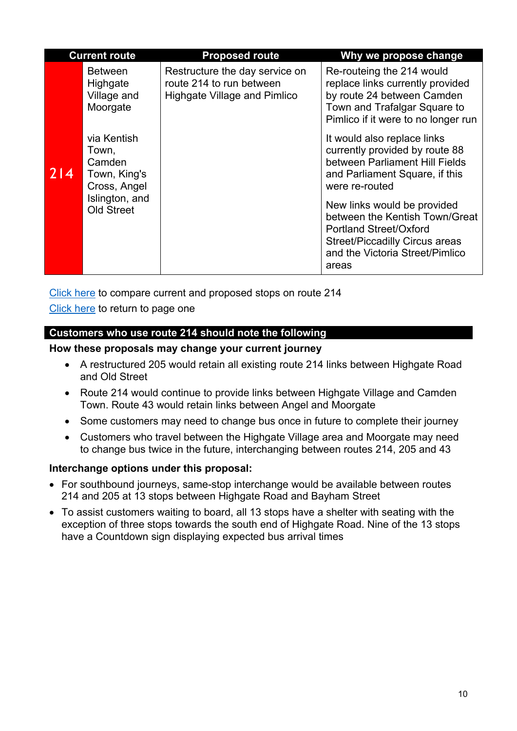| Current route | | Proposed route | Why we propose change |
|---|---|---|---|
| 214 | Between Highgate Village and Moorgate<br><br>via Kentish Town, Camden Town, King's Cross, Angel Islington, and Old Street | Restructure the day service on route 214 to run between Highgate Village and Pimlico | Re-routeing the 214 would replace links currently provided by route 24 between Camden Town and Trafalgar Square to Pimlico if it were to no longer run<br><br>It would also replace links currently provided by route 88 between Parliament Hill Fields and Parliament Square, if this were re-routed<br><br>New links would be provided between the Kentish Town/Great Portland Street/Oxford Street/Piccadilly Circus areas and the Victoria Street/Pimlico areas |

Click here to compare current and proposed stops on route 214

Click here to return to page one

## Customers who use route 214 should note the following

### How these proposals may change your current journey

- A restructured 205 would retain all existing route 214 links between Highgate Road and Old Street
- Route 214 would continue to provide links between Highgate Village and Camden Town. Route 43 would retain links between Angel and Moorgate
- Some customers may need to change bus once in future to complete their journey
- Customers who travel between the Highgate Village area and Moorgate may need to change bus twice in the future, interchanging between routes 214, 205 and 43

### Interchange options under this proposal:

- For southbound journeys, same-stop interchange would be available between routes 214 and 205 at 13 stops between Highgate Road and Bayham Street
- To assist customers waiting to board, all 13 stops have a shelter with seating with the exception of three stops towards the south end of Highgate Road. Nine of the 13 stops have a Countdown sign displaying expected bus arrival times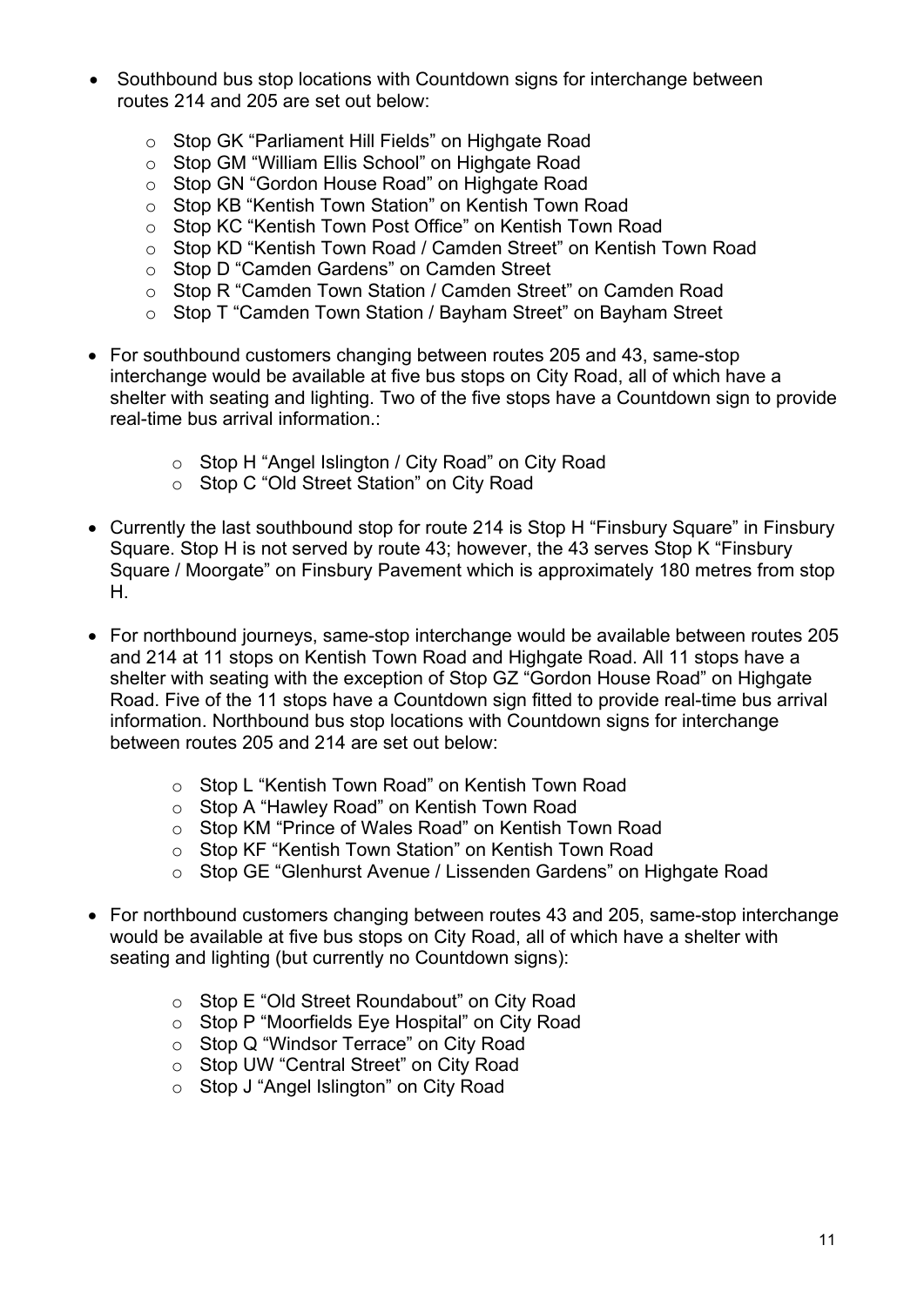- Southbound bus stop locations with Countdown signs for interchange between routes 214 and 205 are set out below:

    - Stop GK "Parliament Hill Fields" on Highgate Road
    - Stop GM "William Ellis School" on Highgate Road
    - Stop GN "Gordon House Road" on Highgate Road
    - Stop KB "Kentish Town Station" on Kentish Town Road
    - Stop KC "Kentish Town Post Office" on Kentish Town Road
    - Stop KD "Kentish Town Road / Camden Street" on Kentish Town Road
    - Stop D "Camden Gardens" on Camden Street
    - Stop R "Camden Town Station / Camden Street" on Camden Road
    - Stop T "Camden Town Station / Bayham Street" on Bayham Street

- For southbound customers changing between routes 205 and 43, same-stop interchange would be available at five bus stops on City Road, all of which have a shelter with seating and lighting. Two of the five stops have a Countdown sign to provide real-time bus arrival information.:

    - Stop H "Angel Islington / City Road" on City Road
    - Stop C "Old Street Station" on City Road

- Currently the last southbound stop for route 214 is Stop H "Finsbury Square" in Finsbury Square. Stop H is not served by route 43; however, the 43 serves Stop K "Finsbury Square / Moorgate" on Finsbury Pavement which is approximately 180 metres from stop H.

- For northbound journeys, same-stop interchange would be available between routes 205 and 214 at 11 stops on Kentish Town Road and Highgate Road. All 11 stops have a shelter with seating with the exception of Stop GZ "Gordon House Road" on Highgate Road. Five of the 11 stops have a Countdown sign fitted to provide real-time bus arrival information. Northbound bus stop locations with Countdown signs for interchange between routes 205 and 214 are set out below:

    - Stop L "Kentish Town Road" on Kentish Town Road
    - Stop A "Hawley Road" on Kentish Town Road
    - Stop KM "Prince of Wales Road" on Kentish Town Road
    - Stop KF "Kentish Town Station" on Kentish Town Road
    - Stop GE "Glenhurst Avenue / Lissenden Gardens" on Highgate Road

- For northbound customers changing between routes 43 and 205, same-stop interchange would be available at five bus stops on City Road, all of which have a shelter with seating and lighting (but currently no Countdown signs):

    - Stop E "Old Street Roundabout" on City Road
    - Stop P "Moorfields Eye Hospital" on City Road
    - Stop Q "Windsor Terrace" on City Road
    - Stop UW "Central Street" on City Road
    - Stop J "Angel Islington" on City Road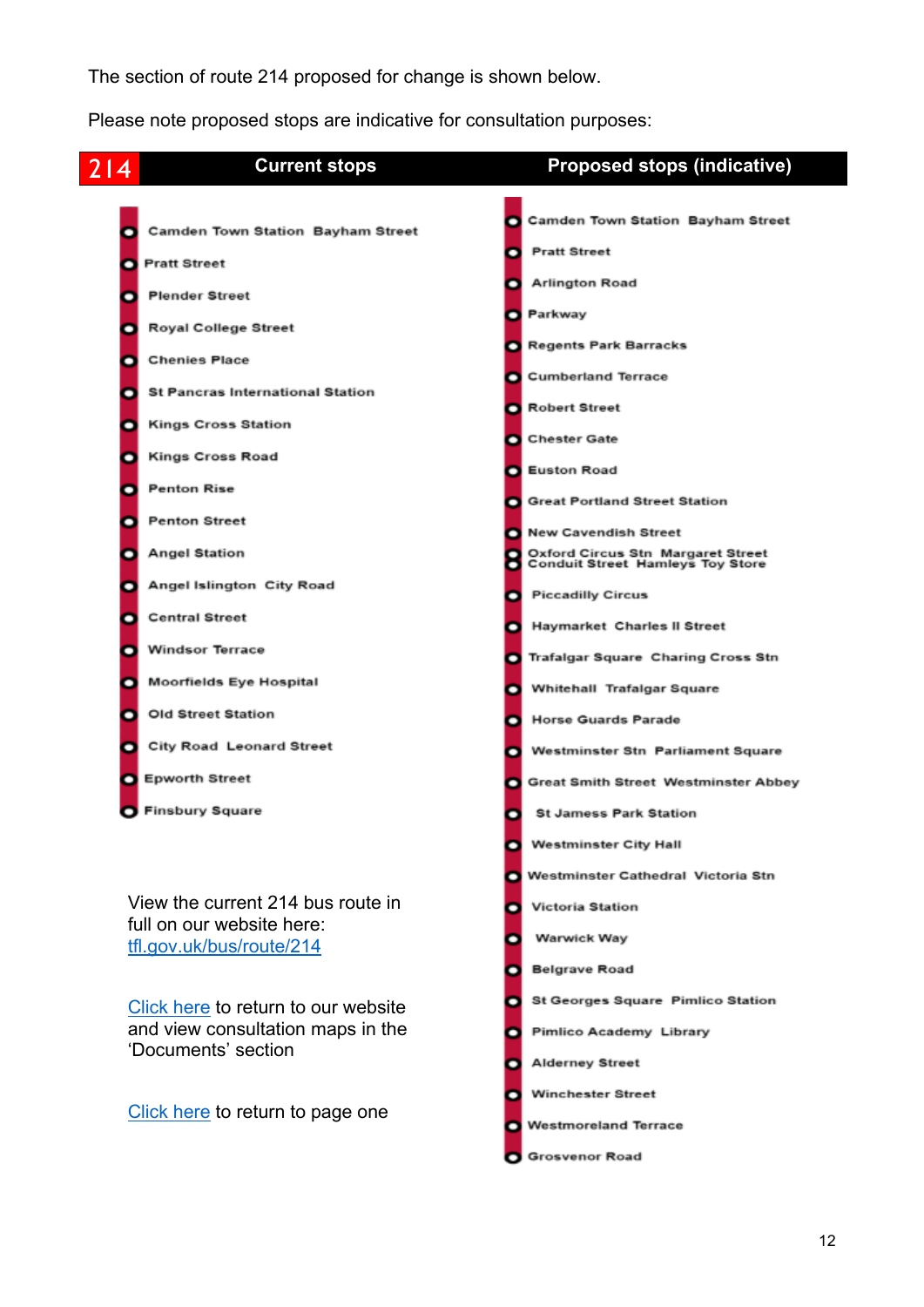The section of route 214 proposed for change is shown below.

Please note proposed stops are indicative for consultation purposes:

| 214 Current stops | Proposed stops (indicative) |
|---|---|
| Camden Town Station Bayham Street | Camden Town Station Bayham Street |
| Pratt Street | Pratt Street |
| Plender Street | Arlington Road |
| Royal College Street | Parkway |
| Chenies Place | Regents Park Barracks |
| St Pancras International Station | Cumberland Terrace |
| Kings Cross Station | Robert Street |
| Kings Cross Road | Chester Gate |
| Penton Rise | Euston Road |
| Penton Street | Great Portland Street Station |
| Angel Station | New Cavendish Street |
| Angel Islington City Road | Oxford Circus Stn Margaret Street |
| Central Street | Conduit Street Hamleys Toy Store |
| Windsor Terrace | Piccadilly Circus |
| Moorfields Eye Hospital | Haymarket Charles II Street |
| Old Street Station | Trafalgar Square Charing Cross Stn |
| City Road Leonard Street | Whitehall Trafalgar Square |
| Epworth Street | Horse Guards Parade |
| Finsbury Square | Westminster Stn Parliament Square |
| | Great Smith Street Westminster Abbey |
| | St Jamess Park Station |
| | Westminster City Hall |
| | Westminster Cathedral Victoria Stn |
| | Victoria Station |
| | Warwick Way |
| | Belgrave Road |
| | St Georges Square Pimlico Station |
| | Pimlico Academy Library |
| | Alderney Street |
| | Winchester Street |
| | Westmoreland Terrace |
| | Grosvenor Road |

View the current 214 bus route in full on our website here: tfl.gov.uk/bus/route/214

Click here to return to our website and view consultation maps in the 'Documents' section

Click here to return to page one